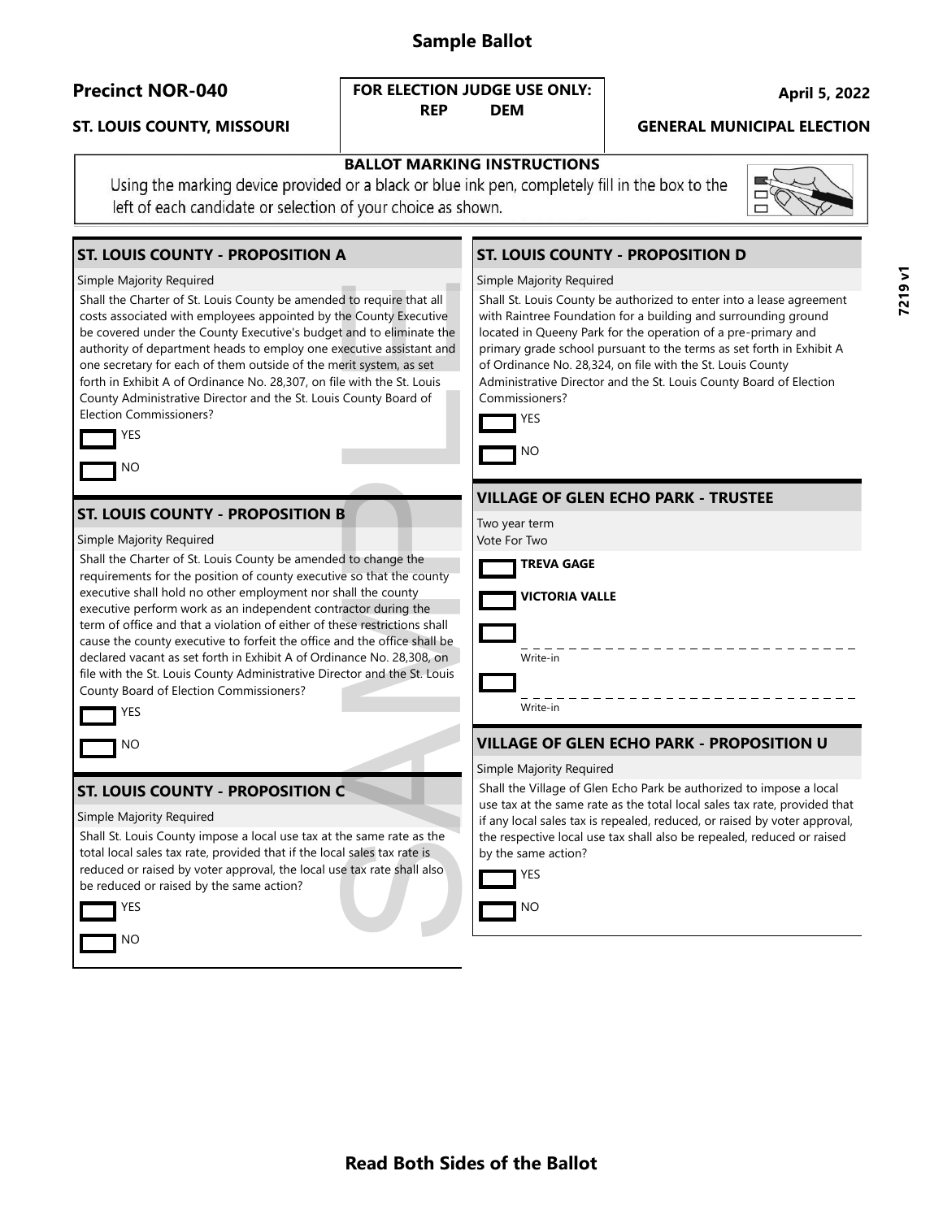# Sample Ballot

**Precinct NOR-040**

**ST. LOUIS COUNTY, MISSOURI**

**FOR ELECTION JUDGE USE ONLY:**
**REP DEM**

**April 5, 2022**

**GENERAL MUNICIPAL ELECTION**

7219 v1

**BALLOT MARKING INSTRUCTIONS**

Using the marking device provided or a black or blue ink pen, completely fill in the box to the left of each candidate or selection of your choice as shown.

## ST. LOUIS COUNTY - PROPOSITION A

Simple Majority Required

Shall the Charter of St. Louis County be amended to require that all costs associated with employees appointed by the County Executive be covered under the County Executive's budget and to eliminate the authority of department heads to employ one executive assistant and one secretary for each of them outside of the merit system, as set forth in Exhibit A of Ordinance No. 28,307, on file with the St. Louis County Administrative Director and the St. Louis County Board of Election Commissioners?

- [ ] YES
- [ ] NO

## ST. LOUIS COUNTY - PROPOSITION B

Simple Majority Required

Shall the Charter of St. Louis County be amended to change the requirements for the position of county executive so that the county executive shall hold no other employment nor shall the county executive perform work as an independent contractor during the term of office and that a violation of either of these restrictions shall cause the county executive to forfeit the office and the office shall be declared vacant as set forth in Exhibit A of Ordinance No. 28,308, on file with the St. Louis County Administrative Director and the St. Louis County Board of Election Commissioners?

- [ ] YES
- [ ] NO

## ST. LOUIS COUNTY - PROPOSITION C

Simple Majority Required

Shall St. Louis County impose a local use tax at the same rate as the total local sales tax rate, provided that if the local sales tax rate is reduced or raised by voter approval, the local use tax rate shall also be reduced or raised by the same action?

- [ ] YES
- [ ] NO

## ST. LOUIS COUNTY - PROPOSITION D

Simple Majority Required

Shall St. Louis County be authorized to enter into a lease agreement with Raintree Foundation for a building and surrounding ground located in Queeny Park for the operation of a pre-primary and primary grade school pursuant to the terms as set forth in Exhibit A of Ordinance No. 28,324, on file with the St. Louis County Administrative Director and the St. Louis County Board of Election Commissioners?

- [ ] YES
- [ ] NO

## VILLAGE OF GLEN ECHO PARK - TRUSTEE

Two year term
Vote For Two

- [ ] **TREVA GAGE**
- [ ] **VICTORIA VALLE**
- [ ] ______________________ Write-in
- [ ] ______________________ Write-in

## VILLAGE OF GLEN ECHO PARK - PROPOSITION U

Simple Majority Required

Shall the Village of Glen Echo Park be authorized to impose a local use tax at the same rate as the total local sales tax rate, provided that if any local sales tax is repealed, reduced, or raised by voter approval, the respective local use tax shall also be repealed, reduced or raised by the same action?

- [ ] YES
- [ ] NO

**Read Both Sides of the Ballot**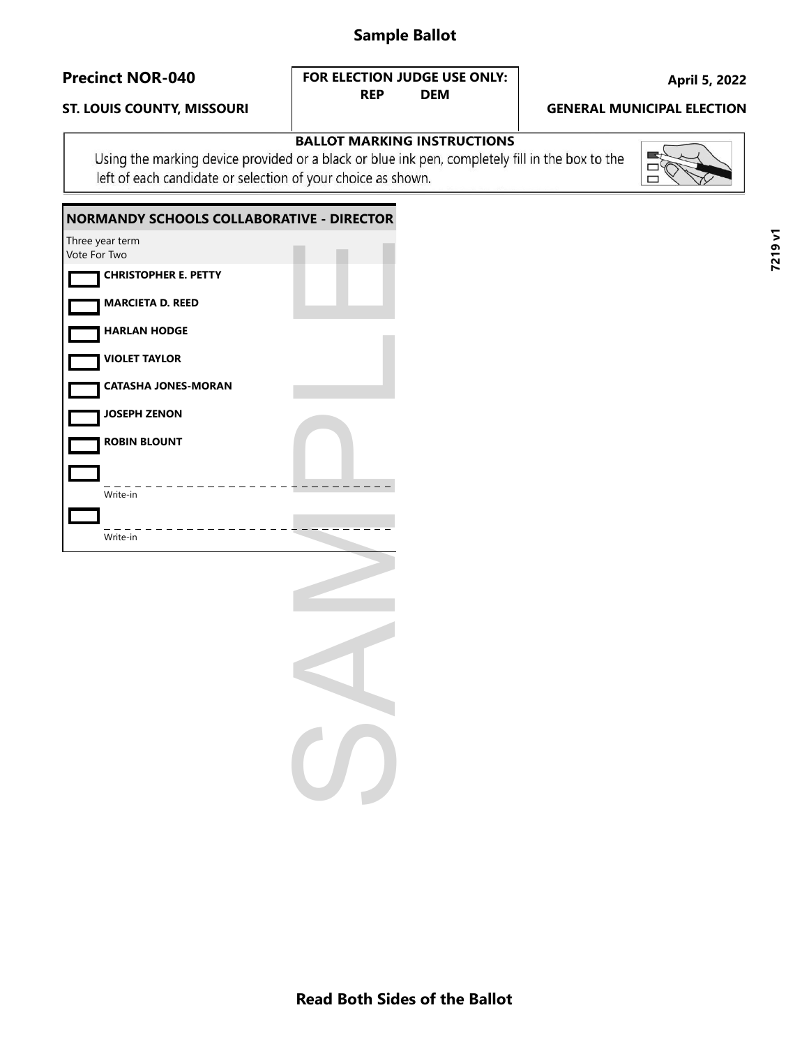## Sample Ballot

**Precinct NOR-040**

**ST. LOUIS COUNTY, MISSOURI**

**FOR ELECTION JUDGE USE ONLY:**
**REP DEM**

**April 5, 2022**

**GENERAL MUNICIPAL ELECTION**

**7219 v1**

**BALLOT MARKING INSTRUCTIONS**

Using the marking device provided or a black or blue ink pen, completely fill in the box to the left of each candidate or selection of your choice as shown.

### NORMANDY SCHOOLS COLLABORATIVE - DIRECTOR

Three year term
Vote For Two

- ☐ **CHRISTOPHER E. PETTY**
- ☐ **MARCIETA D. REED**
- ☐ **HARLAN HODGE**
- ☐ **VIOLET TAYLOR**
- ☐ **CATASHA JONES-MORAN**
- ☐ **JOSEPH ZENON**
- ☐ **ROBIN BLOUNT**
- ☐ ____________________ Write-in
- ☐ ____________________ Write-in

SAMPLE

**Read Both Sides of the Ballot**